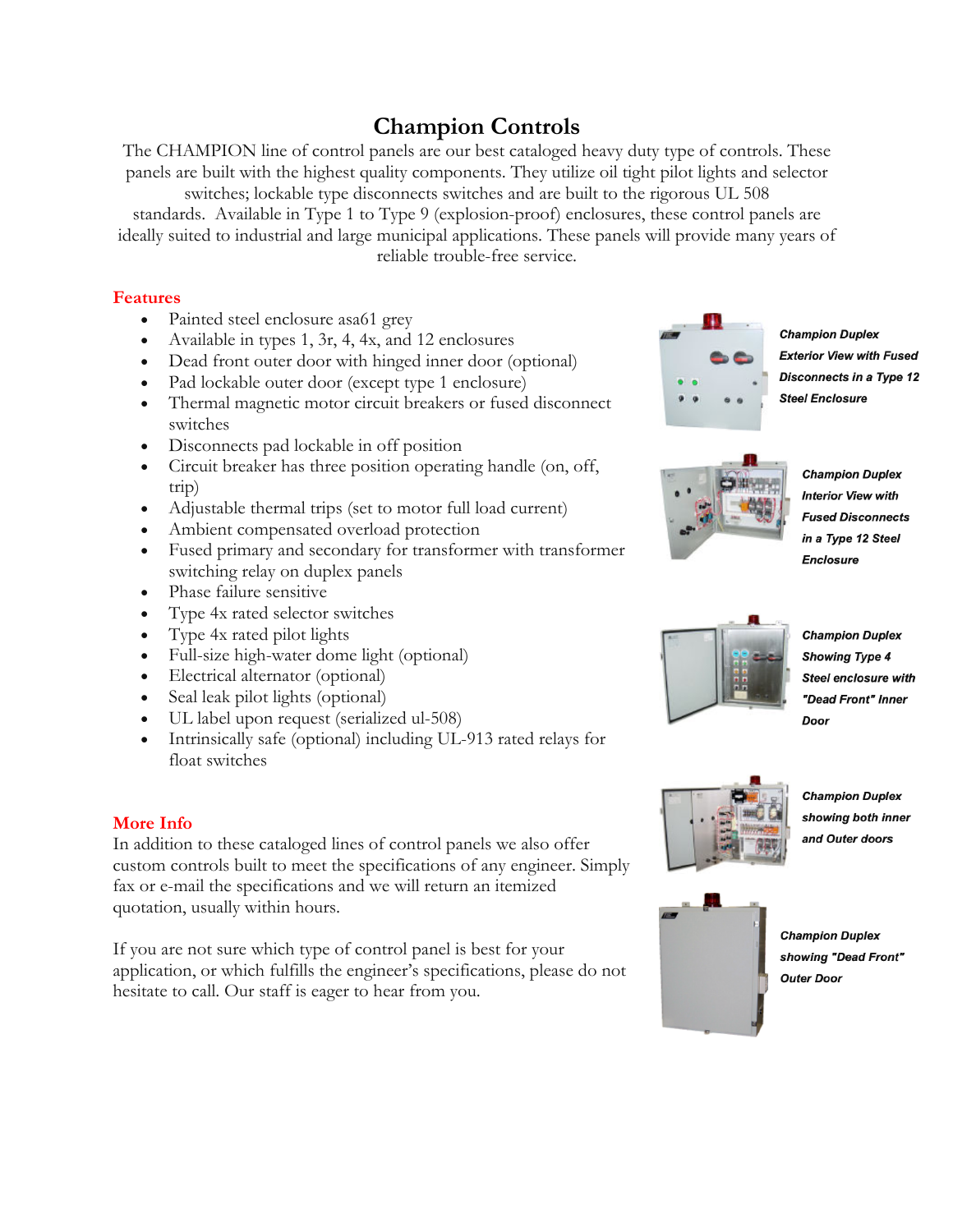# Champion Controls

The CHAMPION line of control panels are our best cataloged heavy duty type of controls. These panels are built with the highest quality components. They utilize oil tight pilot lights and selector switches; lockable type disconnects switches and are built to the rigorous UL 508 standards. Available in Type 1 to Type 9 (explosion-proof) enclosures, these control panels are ideally suited to industrial and large municipal applications. These panels will provide many years of reliable trouble-free service.

## Features

- Painted steel enclosure asa61 grey
- Available in types 1, 3r, 4, 4x, and 12 enclosures
- Dead front outer door with hinged inner door (optional)
- Pad lockable outer door (except type 1 enclosure)
- Thermal magnetic motor circuit breakers or fused disconnect switches
- Disconnects pad lockable in off position
- Circuit breaker has three position operating handle (on, off, trip)
- Adjustable thermal trips (set to motor full load current)
- Ambient compensated overload protection
- Fused primary and secondary for transformer with transformer switching relay on duplex panels
- Phase failure sensitive
- Type 4x rated selector switches
- Type 4x rated pilot lights
- Full-size high-water dome light (optional)
- Electrical alternator (optional)
- Seal leak pilot lights (optional)
- UL label upon request (serialized ul-508)
- Intrinsically safe (optional) including UL-913 rated relays for float switches

***Champion Duplex Exterior View with Fused Disconnects in a Type 12 Steel Enclosure***

***Champion Duplex Interior View with Fused Disconnects in a Type 12 Steel Enclosure***

***Champion Duplex Showing Type 4 Steel enclosure with "Dead Front" Inner Door***

***Champion Duplex showing both inner and Outer doors***

***Champion Duplex showing "Dead Front" Outer Door***

## More Info

In addition to these cataloged lines of control panels we also offer custom controls built to meet the specifications of any engineer. Simply fax or e-mail the specifications and we will return an itemized quotation, usually within hours.

If you are not sure which type of control panel is best for your application, or which fulfills the engineer's specifications, please do not hesitate to call. Our staff is eager to hear from you.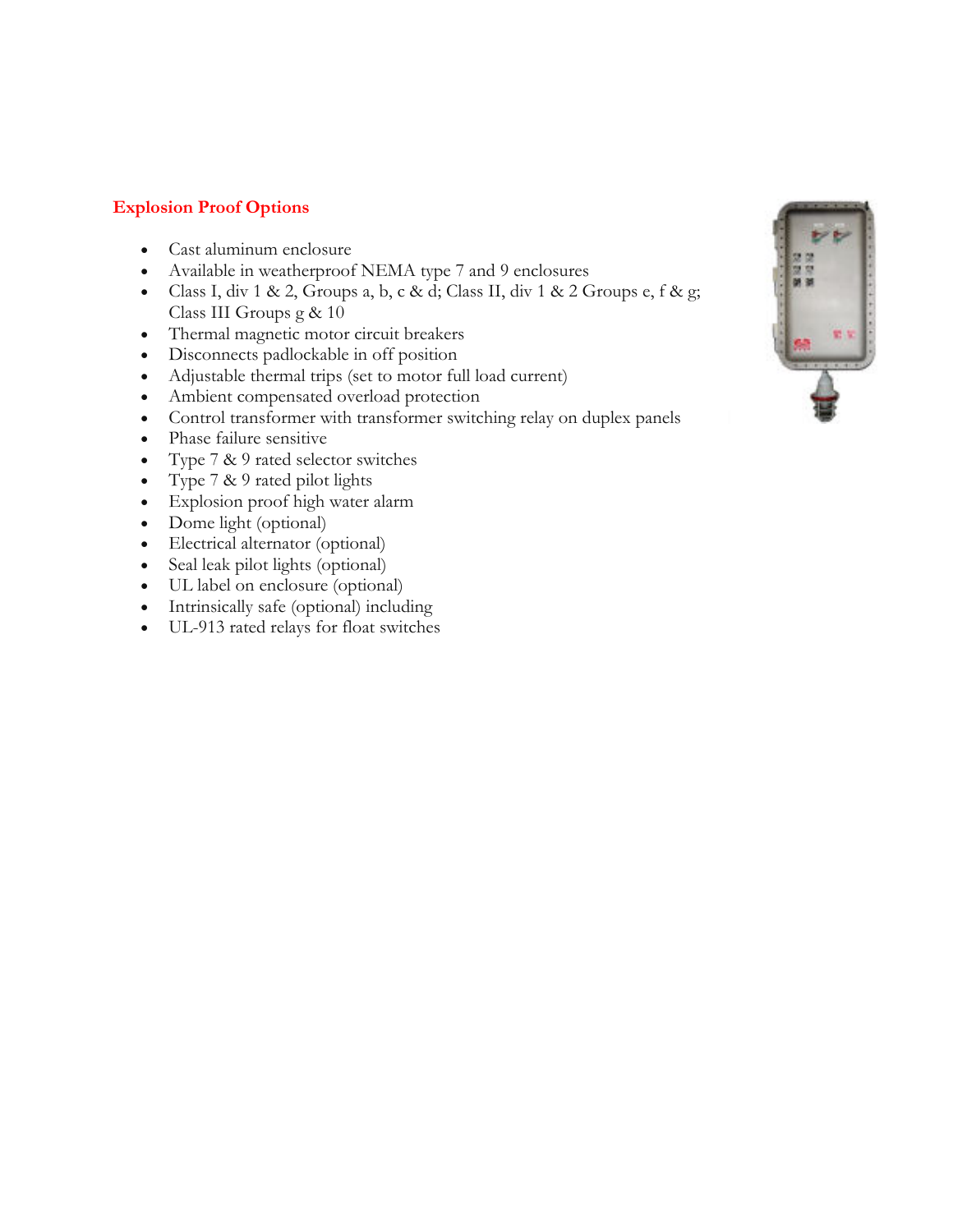## Explosion Proof Options

- Cast aluminum enclosure
- Available in weatherproof NEMA type 7 and 9 enclosures
- Class I, div 1 & 2, Groups a, b, c & d; Class II, div 1 & 2 Groups e, f & g; Class III Groups g & 10
- Thermal magnetic motor circuit breakers
- Disconnects padlockable in off position
- Adjustable thermal trips (set to motor full load current)
- Ambient compensated overload protection
- Control transformer with transformer switching relay on duplex panels
- Phase failure sensitive
- Type 7 & 9 rated selector switches
- Type 7 & 9 rated pilot lights
- Explosion proof high water alarm
- Dome light (optional)
- Electrical alternator (optional)
- Seal leak pilot lights (optional)
- UL label on enclosure (optional)
- Intrinsically safe (optional) including
- UL-913 rated relays for float switches